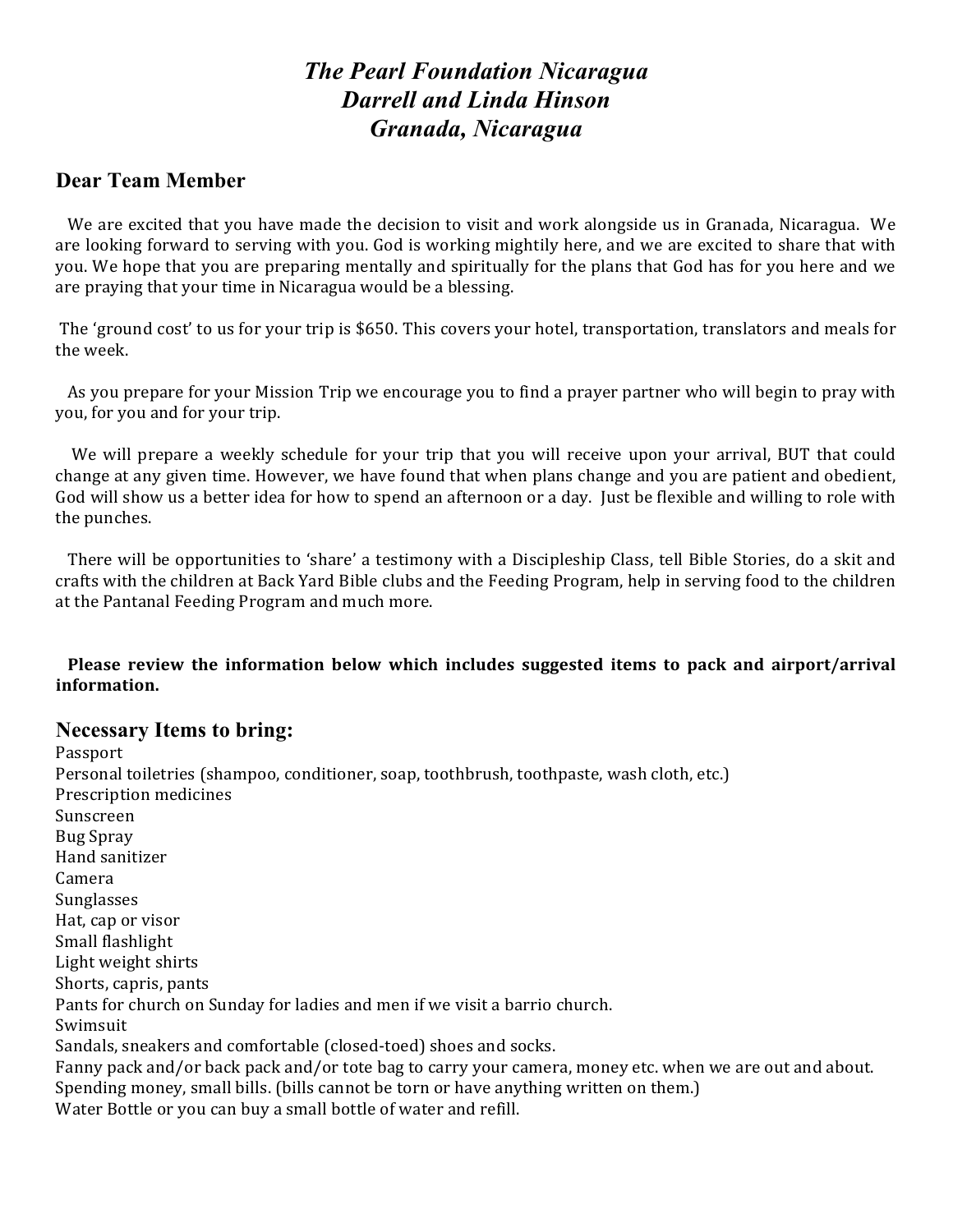# *The Pearl Foundation Nicaragua*
# *Darrell and Linda Hinson*
# *Granada, Nicaragua*

## Dear Team Member

We are excited that you have made the decision to visit and work alongside us in Granada, Nicaragua. We are looking forward to serving with you. God is working mightily here, and we are excited to share that with you. We hope that you are preparing mentally and spiritually for the plans that God has for you here and we are praying that your time in Nicaragua would be a blessing.

The 'ground cost' to us for your trip is $650. This covers your hotel, transportation, translators and meals for the week.

As you prepare for your Mission Trip we encourage you to find a prayer partner who will begin to pray with you, for you and for your trip.

We will prepare a weekly schedule for your trip that you will receive upon your arrival, BUT that could change at any given time. However, we have found that when plans change and you are patient and obedient, God will show us a better idea for how to spend an afternoon or a day. Just be flexible and willing to role with the punches.

There will be opportunities to 'share' a testimony with a Discipleship Class, tell Bible Stories, do a skit and crafts with the children at Back Yard Bible clubs and the Feeding Program, help in serving food to the children at the Pantanal Feeding Program and much more.

**Please review the information below which includes suggested items to pack and airport/arrival information.**

## Necessary Items to bring:

Passport
Personal toiletries (shampoo, conditioner, soap, toothbrush, toothpaste, wash cloth, etc.)
Prescription medicines
Sunscreen
Bug Spray
Hand sanitizer
Camera
Sunglasses
Hat, cap or visor
Small flashlight
Light weight shirts
Shorts, capris, pants
Pants for church on Sunday for ladies and men if we visit a barrio church.
Swimsuit
Sandals, sneakers and comfortable (closed-toed) shoes and socks.
Fanny pack and/or back pack and/or tote bag to carry your camera, money etc. when we are out and about.
Spending money, small bills. (bills cannot be torn or have anything written on them.)
Water Bottle or you can buy a small bottle of water and refill.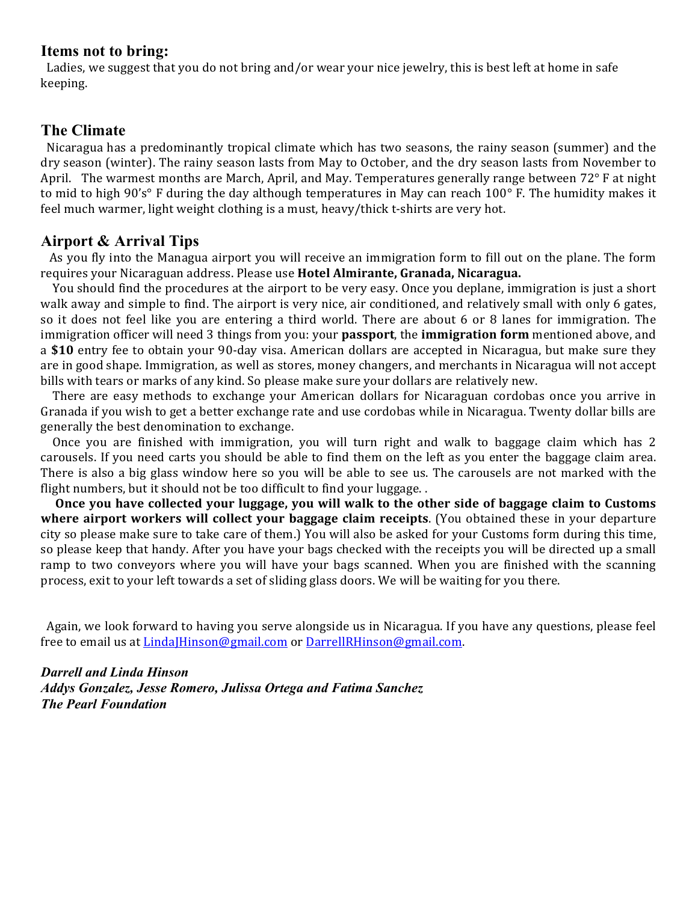## Items not to bring:

Ladies, we suggest that you do not bring and/or wear your nice jewelry, this is best left at home in safe keeping.

## The Climate

Nicaragua has a predominantly tropical climate which has two seasons, the rainy season (summer) and the dry season (winter). The rainy season lasts from May to October, and the dry season lasts from November to April. The warmest months are March, April, and May. Temperatures generally range between 72° F at night to mid to high 90's° F during the day although temperatures in May can reach 100° F. The humidity makes it feel much warmer, light weight clothing is a must, heavy/thick t-shirts are very hot.

## Airport & Arrival Tips

As you fly into the Managua airport you will receive an immigration form to fill out on the plane. The form requires your Nicaraguan address. Please use **Hotel Almirante, Granada, Nicaragua.**

You should find the procedures at the airport to be very easy. Once you deplane, immigration is just a short walk away and simple to find. The airport is very nice, air conditioned, and relatively small with only 6 gates, so it does not feel like you are entering a third world. There are about 6 or 8 lanes for immigration. The immigration officer will need 3 things from you: your **passport**, the **immigration form** mentioned above, and a **$10** entry fee to obtain your 90-day visa. American dollars are accepted in Nicaragua, but make sure they are in good shape. Immigration, as well as stores, money changers, and merchants in Nicaragua will not accept bills with tears or marks of any kind. So please make sure your dollars are relatively new.

There are easy methods to exchange your American dollars for Nicaraguan cordobas once you arrive in Granada if you wish to get a better exchange rate and use cordobas while in Nicaragua. Twenty dollar bills are generally the best denomination to exchange.

Once you are finished with immigration, you will turn right and walk to baggage claim which has 2 carousels. If you need carts you should be able to find them on the left as you enter the baggage claim area. There is also a big glass window here so you will be able to see us. The carousels are not marked with the flight numbers, but it should not be too difficult to find your luggage. .

**Once you have collected your luggage, you will walk to the other side of baggage claim to Customs where airport workers will collect your baggage claim receipts**. (You obtained these in your departure city so please make sure to take care of them.) You will also be asked for your Customs form during this time, so please keep that handy. After you have your bags checked with the receipts you will be directed up a small ramp to two conveyors where you will have your bags scanned. When you are finished with the scanning process, exit to your left towards a set of sliding glass doors. We will be waiting for you there.

Again, we look forward to having you serve alongside us in Nicaragua. If you have any questions, please feel free to email us at LindaJHinson@gmail.com or DarrellRHinson@gmail.com.

***Darrell and Linda Hinson***
***Addys Gonzalez, Jesse Romero, Julissa Ortega and Fatima Sanchez***
***The Pearl Foundation***